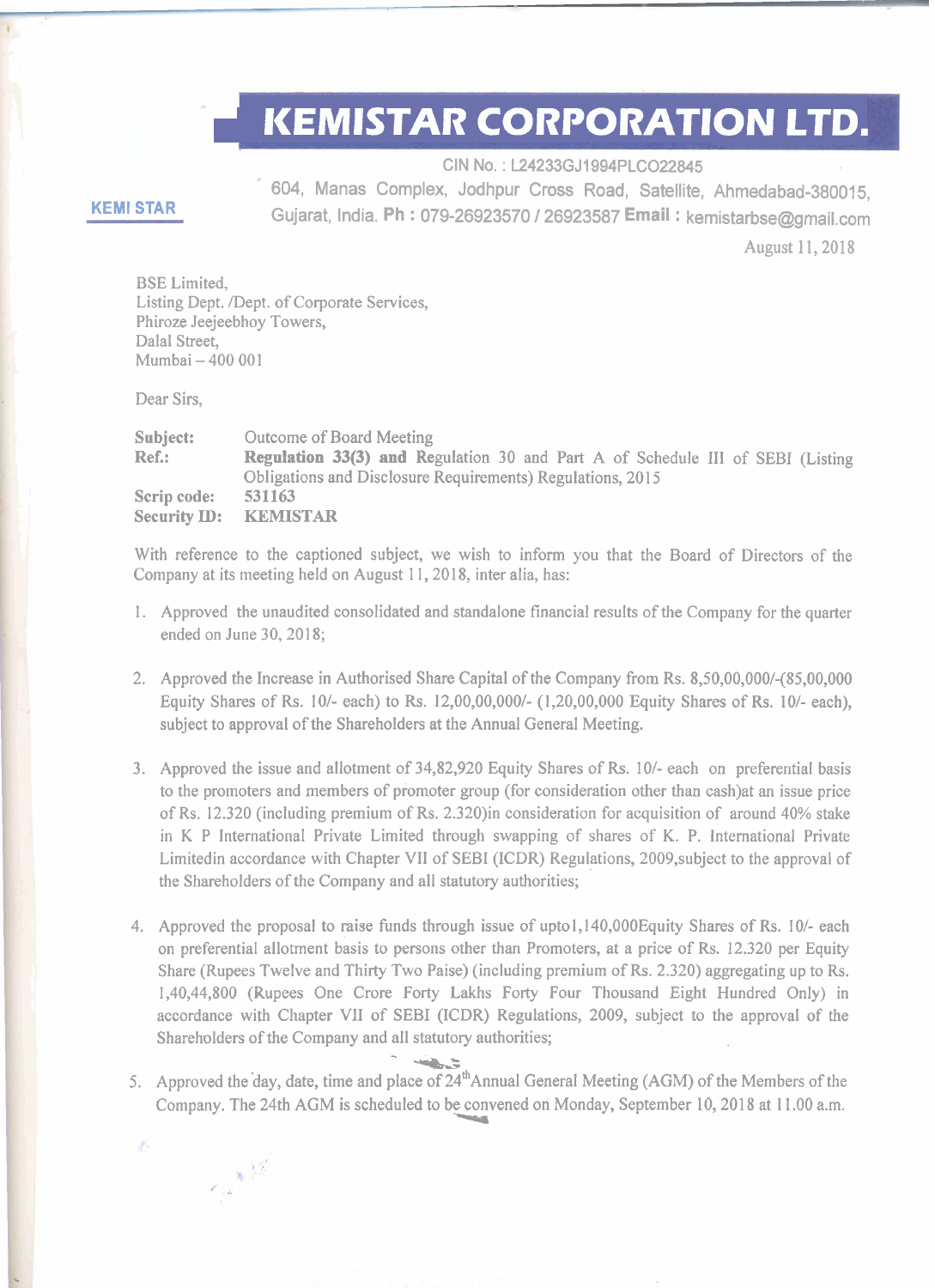# KEMISTAR CORPORATION LTD.

KEMI STAR

CIN No. : L24233GJ1994PLCO22845

604, Manas Complex, Jodhpur Cross Road, Satellite, Ahmedabad-380015, Gujarat, India. **Ph :** 079-26923570 / 26923587 **Email :** kemistarbse@gmail.com

August 11, 2018

BSE Limited,
Listing Dept. /Dept. of Corporate Services,
Phiroze Jeejeebhoy Towers,
Dalal Street,
Mumbai – 400 001

Dear Sirs,

**Subject:** Outcome of Board Meeting
**Ref.:** **Regulation 33(3) and** Regulation 30 and Part A of Schedule III of SEBI (Listing Obligations and Disclosure Requirements) Regulations, 2015
**Scrip code:** **531163**
**Security ID:** **KEMISTAR**

With reference to the captioned subject, we wish to inform you that the Board of Directors of the Company at its meeting held on August 11, 2018, inter alia, has:

1. Approved the unaudited consolidated and standalone financial results of the Company for the quarter ended on June 30, 2018;

2. Approved the Increase in Authorised Share Capital of the Company from Rs. 8,50,00,000/-(85,00,000 Equity Shares of Rs. 10/- each) to Rs. 12,00,00,000/- (1,20,00,000 Equity Shares of Rs. 10/- each), subject to approval of the Shareholders at the Annual General Meeting.

3. Approved the issue and allotment of 34,82,920 Equity Shares of Rs. 10/- each on preferential basis to the promoters and members of promoter group (for consideration other than cash)at an issue price of Rs. 12.320 (including premium of Rs. 2.320)in consideration for acquisition of around 40% stake in K P International Private Limited through swapping of shares of K. P. International Private Limitedin accordance with Chapter VII of SEBI (ICDR) Regulations, 2009,subject to the approval of the Shareholders of the Company and all statutory authorities;

4. Approved the proposal to raise funds through issue of upto1,140,000Equity Shares of Rs. 10/- each on preferential allotment basis to persons other than Promoters, at a price of Rs. 12.320 per Equity Share (Rupees Twelve and Thirty Two Paise) (including premium of Rs. 2.320) aggregating up to Rs. 1,40,44,800 (Rupees One Crore Forty Lakhs Forty Four Thousand Eight Hundred Only) in accordance with Chapter VII of SEBI (ICDR) Regulations, 2009, subject to the approval of the Shareholders of the Company and all statutory authorities;

5. Approved the day, date, time and place of 24th Annual General Meeting (AGM) of the Members of the Company. The 24th AGM is scheduled to be convened on Monday, September 10, 2018 at 11.00 a.m.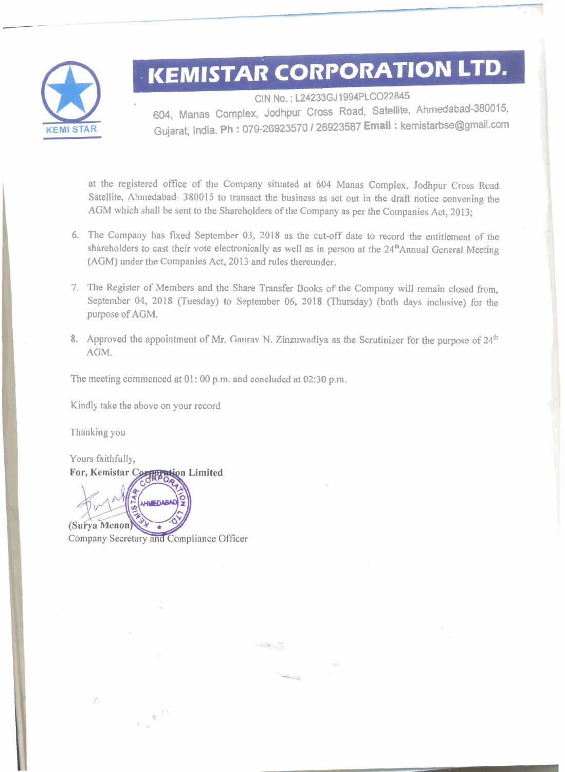# KEMISTAR CORPORATION LTD.

CIN No.: L24233GJ1994PLCO22845
604, Manas Complex, Jodhpur Cross Road, Satellite, Ahmedabad-380015, Gujarat, India. **Ph :** 079-26923570 / 26923587 **Email :** kemistarbse@gmail.com

at the registered office of the Company situated at 604 Manas Complex, Jodhpur Cross Road Satellite, Ahmedabad- 380015 to transact the business as set out in the draft notice convening the AGM which shall be sent to the Shareholders of the Company as per the Companies Act, 2013;

6. The Company has fixed September 03, 2018 as the cut-off date to record the entitlement of the shareholders to cast their vote electronically as well as in person at the 24th Annual General Meeting (AGM) under the Companies Act, 2013 and rules thereunder.

7. The Register of Members and the Share Transfer Books of the Company will remain closed from, September 04, 2018 (Tuesday) to September 06, 2018 (Thursday) (both days inclusive) for the purpose of AGM.

8. Approved the appointment of Mr. Gaurav N. Zinzuwadiya as the Scrutinizer for the purpose of 24th AGM.

The meeting commenced at 01: 00 p.m. and concluded at 02:30 p.m.

Kindly take the above on your record

Thanking you

Yours faithfully,
**For, Kemistar Corporation Limited**

**(Surya Menon)**
Company Secretary and Compliance Officer